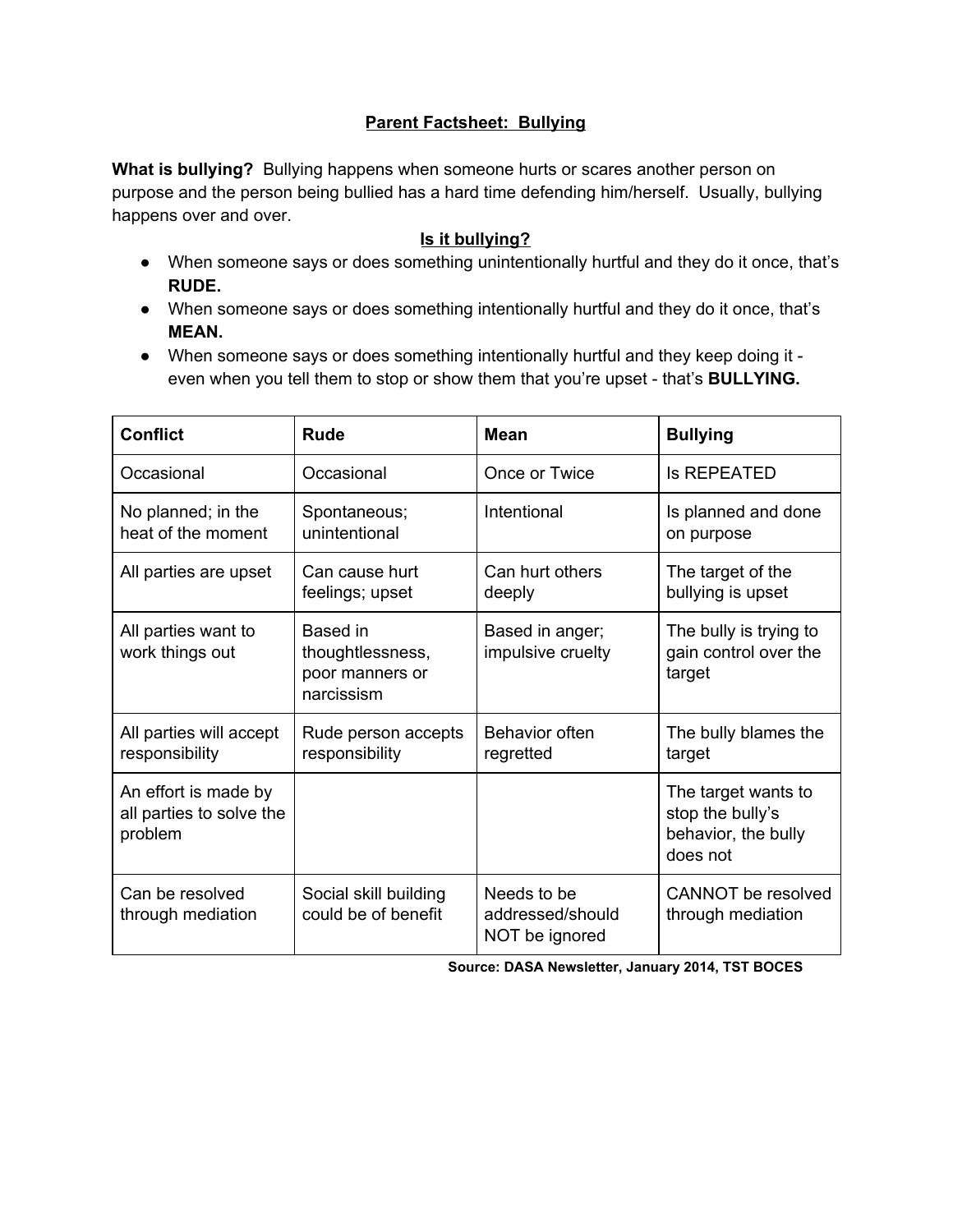# Parent Factsheet: Bullying

**What is bullying?** Bullying happens when someone hurts or scares another person on purpose and the person being bullied has a hard time defending him/herself. Usually, bullying happens over and over.

## Is it bullying?

- When someone says or does something unintentionally hurtful and they do it once, that's **RUDE.**
- When someone says or does something intentionally hurtful and they do it once, that's **MEAN.**
- When someone says or does something intentionally hurtful and they keep doing it - even when you tell them to stop or show them that you're upset - that's **BULLYING.**

| Conflict | Rude | Mean | Bullying |
|---|---|---|---|
| Occasional | Occasional | Once or Twice | Is REPEATED |
| No planned; in the heat of the moment | Spontaneous; unintentional | Intentional | Is planned and done on purpose |
| All parties are upset | Can cause hurt feelings; upset | Can hurt others deeply | The target of the bullying is upset |
| All parties want to work things out | Based in thoughtlessness, poor manners or narcissism | Based in anger; impulsive cruelty | The bully is trying to gain control over the target |
| All parties will accept responsibility | Rude person accepts responsibility | Behavior often regretted | The bully blames the target |
| An effort is made by all parties to solve the problem | | | The target wants to stop the bully's behavior, the bully does not |
| Can be resolved through mediation | Social skill building could be of benefit | Needs to be addressed/should NOT be ignored | CANNOT be resolved through mediation |

**Source: DASA Newsletter, January 2014, TST BOCES**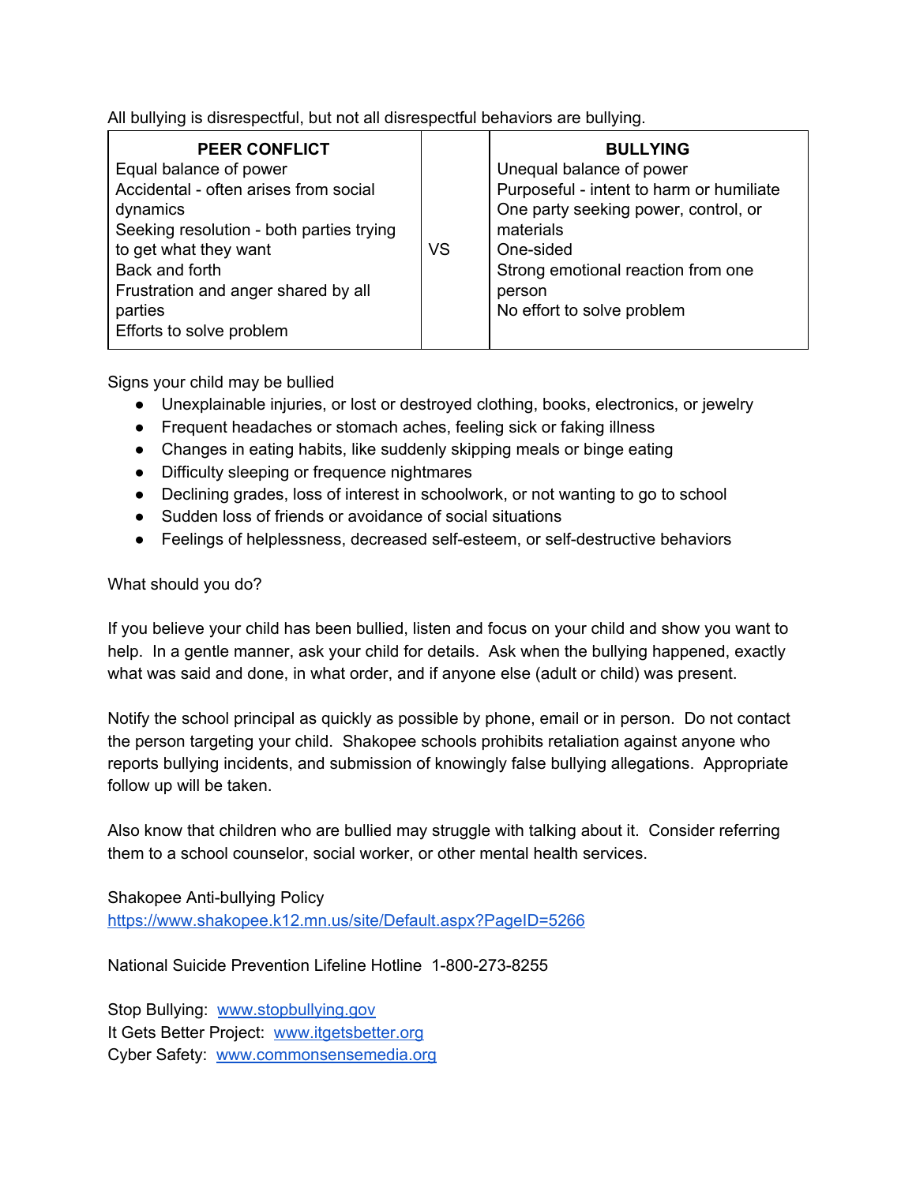All bullying is disrespectful, but not all disrespectful behaviors are bullying.

| PEER CONFLICT | | BULLYING |
|---|---|---|
| Equal balance of power<br>Accidental - often arises from social dynamics<br>Seeking resolution - both parties trying to get what they want<br>Back and forth<br>Frustration and anger shared by all parties<br>Efforts to solve problem | VS | Unequal balance of power<br>Purposeful - intent to harm or humiliate<br>One party seeking power, control, or materials<br>One-sided<br>Strong emotional reaction from one person<br>No effort to solve problem |

Signs your child may be bullied

- Unexplainable injuries, or lost or destroyed clothing, books, electronics, or jewelry
- Frequent headaches or stomach aches, feeling sick or faking illness
- Changes in eating habits, like suddenly skipping meals or binge eating
- Difficulty sleeping or frequence nightmares
- Declining grades, loss of interest in schoolwork, or not wanting to go to school
- Sudden loss of friends or avoidance of social situations
- Feelings of helplessness, decreased self-esteem, or self-destructive behaviors

What should you do?

If you believe your child has been bullied, listen and focus on your child and show you want to help. In a gentle manner, ask your child for details. Ask when the bullying happened, exactly what was said and done, in what order, and if anyone else (adult or child) was present.

Notify the school principal as quickly as possible by phone, email or in person. Do not contact the person targeting your child. Shakopee schools prohibits retaliation against anyone who reports bullying incidents, and submission of knowingly false bullying allegations. Appropriate follow up will be taken.

Also know that children who are bullied may struggle with talking about it. Consider referring them to a school counselor, social worker, or other mental health services.

Shakopee Anti-bullying Policy
https://www.shakopee.k12.mn.us/site/Default.aspx?PageID=5266

National Suicide Prevention Lifeline Hotline 1-800-273-8255

Stop Bullying: www.stopbullying.gov
It Gets Better Project: www.itgetsbetter.org
Cyber Safety: www.commonsensemedia.org